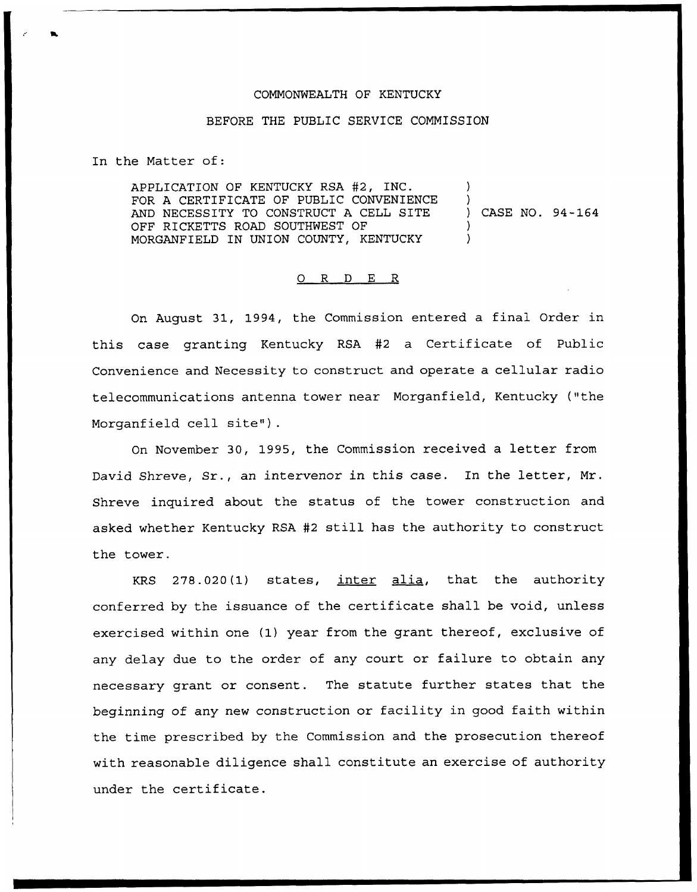COMMONWEALTH OF KENTUCKY

BEFORE THE PUBLIC SERVICE COMMISSION

In the Matter of:

| | | |
|---|---|---|
| APPLICATION OF KENTUCKY RSA #2, INC. FOR A CERTIFICATE OF PUBLIC CONVENIENCE AND NECESSITY TO CONSTRUCT A CELL SITE OFF RICKETTS ROAD SOUTHWEST OF MORGANFIELD IN UNION COUNTY, KENTUCKY | ) | CASE NO. 94-164 |

## O R D E R

On August 31, 1994, the Commission entered a final Order in this case granting Kentucky RSA #2 a Certificate of Public Convenience and Necessity to construct and operate a cellular radio telecommunications antenna tower near Morganfield, Kentucky ("the Morganfield cell site").

On November 30, 1995, the Commission received a letter from David Shreve, Sr., an intervenor in this case. In the letter, Mr. Shreve inquired about the status of the tower construction and asked whether Kentucky RSA #2 still has the authority to construct the tower.

KRS 278.020(1) states, *inter alia*, that the authority conferred by the issuance of the certificate shall be void, unless exercised within one (1) year from the grant thereof, exclusive of any delay due to the order of any court or failure to obtain any necessary grant or consent. The statute further states that the beginning of any new construction or facility in good faith within the time prescribed by the Commission and the prosecution thereof with reasonable diligence shall constitute an exercise of authority under the certificate.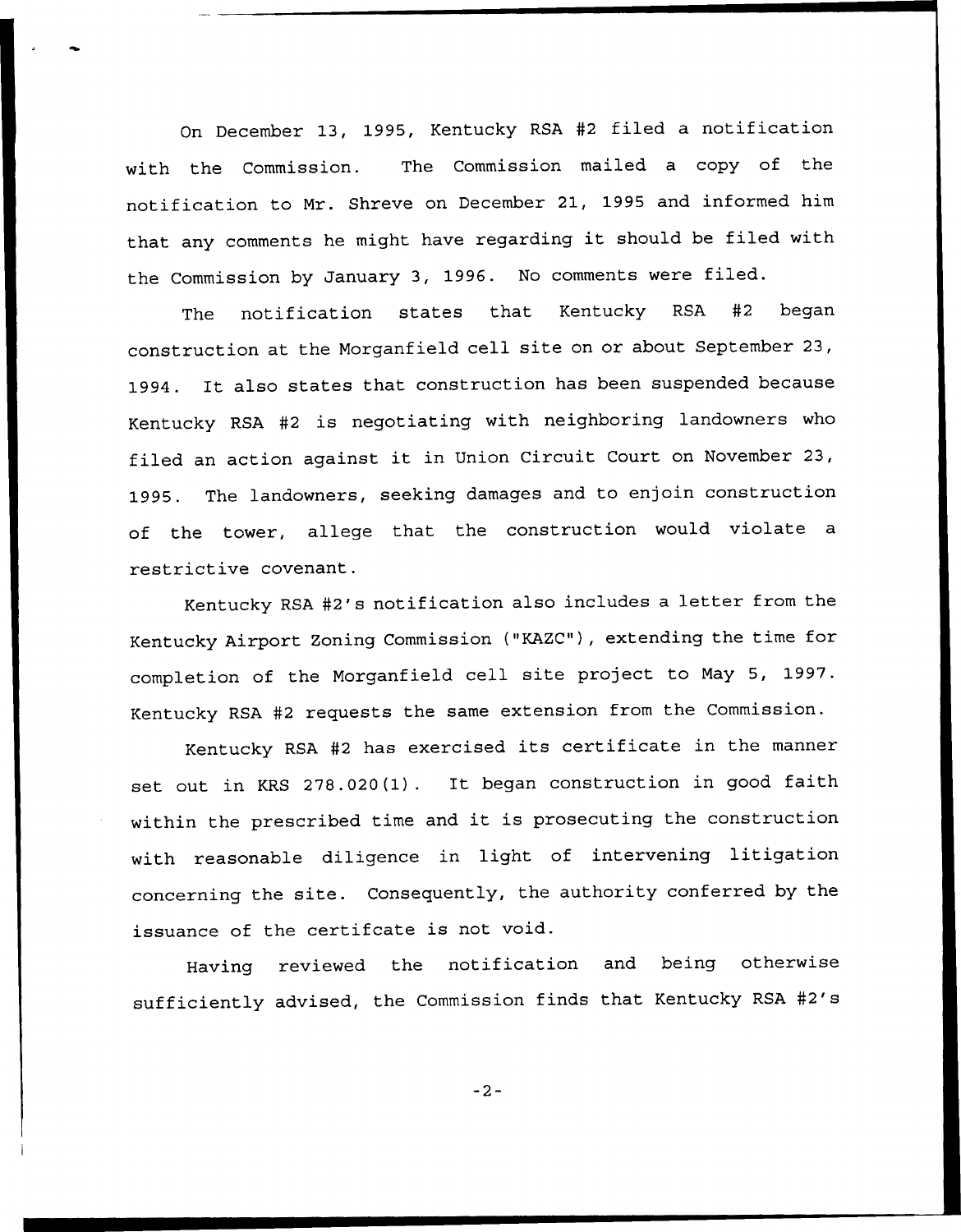On December 13, 1995, Kentucky RSA #2 filed a notification with the Commission. The Commission mailed a copy of the notification to Mr. Shreve on December 21, 1995 and informed him that any comments he might have regarding it should be filed with the Commission by January 3, 1996. No comments were filed.

The notification states that Kentucky RSA #2 began construction at the Morganfield cell site on or about September 23, 1994. It also states that construction has been suspended because Kentucky RSA #2 is negotiating with neighboring landowners who filed an action against it in Union Circuit Court on November 23, 1995. The landowners, seeking damages and to enjoin construction of the tower, allege that the construction would violate a restrictive covenant.

Kentucky RSA #2's notification also includes a letter from the Kentucky Airport Zoning Commission ("KAZC"), extending the time for completion of the Morganfield cell site project to May 5, 1997. Kentucky RSA #2 requests the same extension from the Commission.

Kentucky RSA #2 has exercised its certificate in the manner set out in KRS 278.020(1). It began construction in good faith within the prescribed time and it is prosecuting the construction with reasonable diligence in light of intervening litigation concerning the site. Consequently, the authority conferred by the issuance of the certifcate is not void.

Having reviewed the notification and being otherwise sufficiently advised, the Commission finds that Kentucky RSA #2's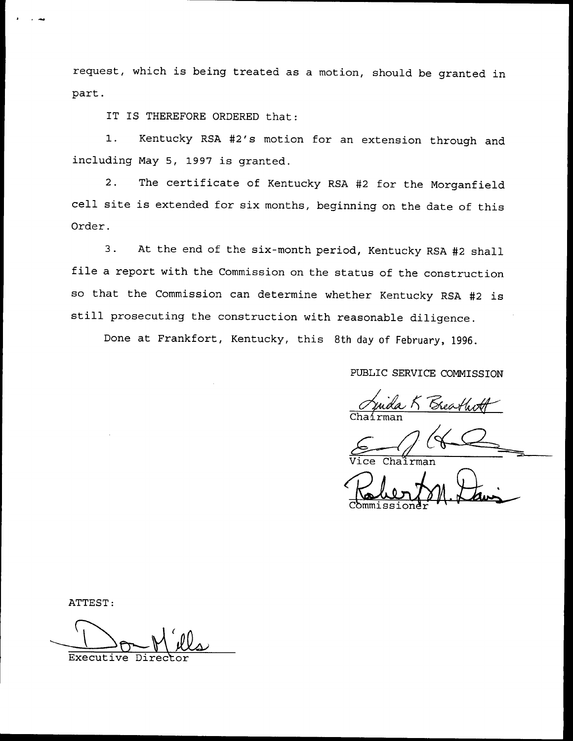request, which is being treated as a motion, should be granted in part.

IT IS THEREFORE ORDERED that:

1. Kentucky RSA #2's motion for an extension through and including May 5, 1997 is granted.

2. The certificate of Kentucky RSA #2 for the Morganfield cell site is extended for six months, beginning on the date of this Order.

3. At the end of the six-month period, Kentucky RSA #2 shall file a report with the Commission on the status of the construction so that the Commission can determine whether Kentucky RSA #2 is still prosecuting the construction with reasonable diligence.

Done at Frankfort, Kentucky, this 8th day of February, 1996.

PUBLIC SERVICE COMMISSION

Linda K Breathitt
Chairman

Vice Chairman

Robert M. Davis
Commissioner

ATTEST:

Don Mills
Executive Director